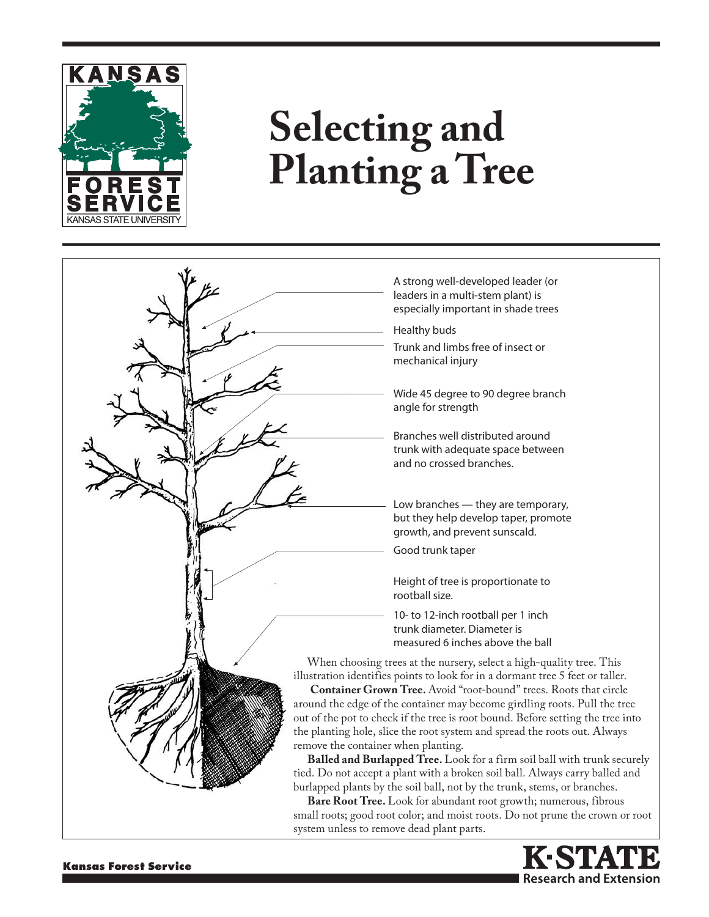# Selecting and Planting a Tree

KANSAS FOREST SERVICE
KANSAS STATE UNIVERSITY

A strong well-developed leader (or leaders in a multi-stem plant) is especially important in shade trees

Healthy buds

Trunk and limbs free of insect or mechanical injury

Wide 45 degree to 90 degree branch angle for strength

Branches well distributed around trunk with adequate space between and no crossed branches.

Low branches — they are temporary, but they help develop taper, promote growth, and prevent sunscald.

Good trunk taper

Height of tree is proportionate to rootball size.

10- to 12-inch rootball per 1 inch trunk diameter. Diameter is measured 6 inches above the ball

When choosing trees at the nursery, select a high-quality tree. This illustration identifies points to look for in a dormant tree 5 feet or taller.

**Container Grown Tree.** Avoid "root-bound" trees. Roots that circle around the edge of the container may become girdling roots. Pull the tree out of the pot to check if the tree is root bound. Before setting the tree into the planting hole, slice the root system and spread the roots out. Always remove the container when planting.

**Balled and Burlapped Tree.** Look for a firm soil ball with trunk securely tied. Do not accept a plant with a broken soil ball. Always carry balled and burlapped plants by the soil ball, not by the trunk, stems, or branches.

**Bare Root Tree.** Look for abundant root growth; numerous, fibrous small roots; good root color; and moist roots. Do not prune the crown or root system unless to remove dead plant parts.

Kansas Forest Service

K·STATE Research and Extension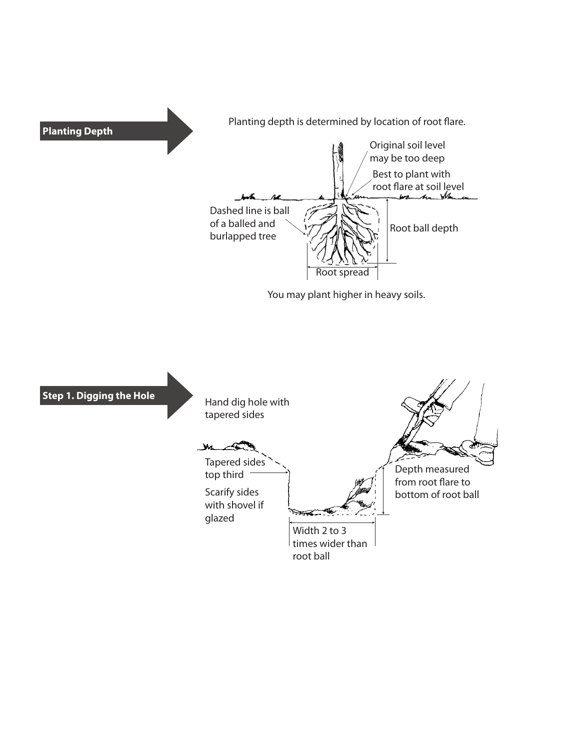## Planting Depth

Planting depth is determined by location of root flare.

Original soil level may be too deep

Best to plant with root flare at soil level

Dashed line is ball of a balled and burlapped tree

Root ball depth

Root spread

You may plant higher in heavy soils.

## Step 1. Digging the Hole

Hand dig hole with tapered sides

Tapered sides top third

Scarify sides with shovel if glazed

Depth measured from root flare to bottom of root ball

Width 2 to 3 times wider than root ball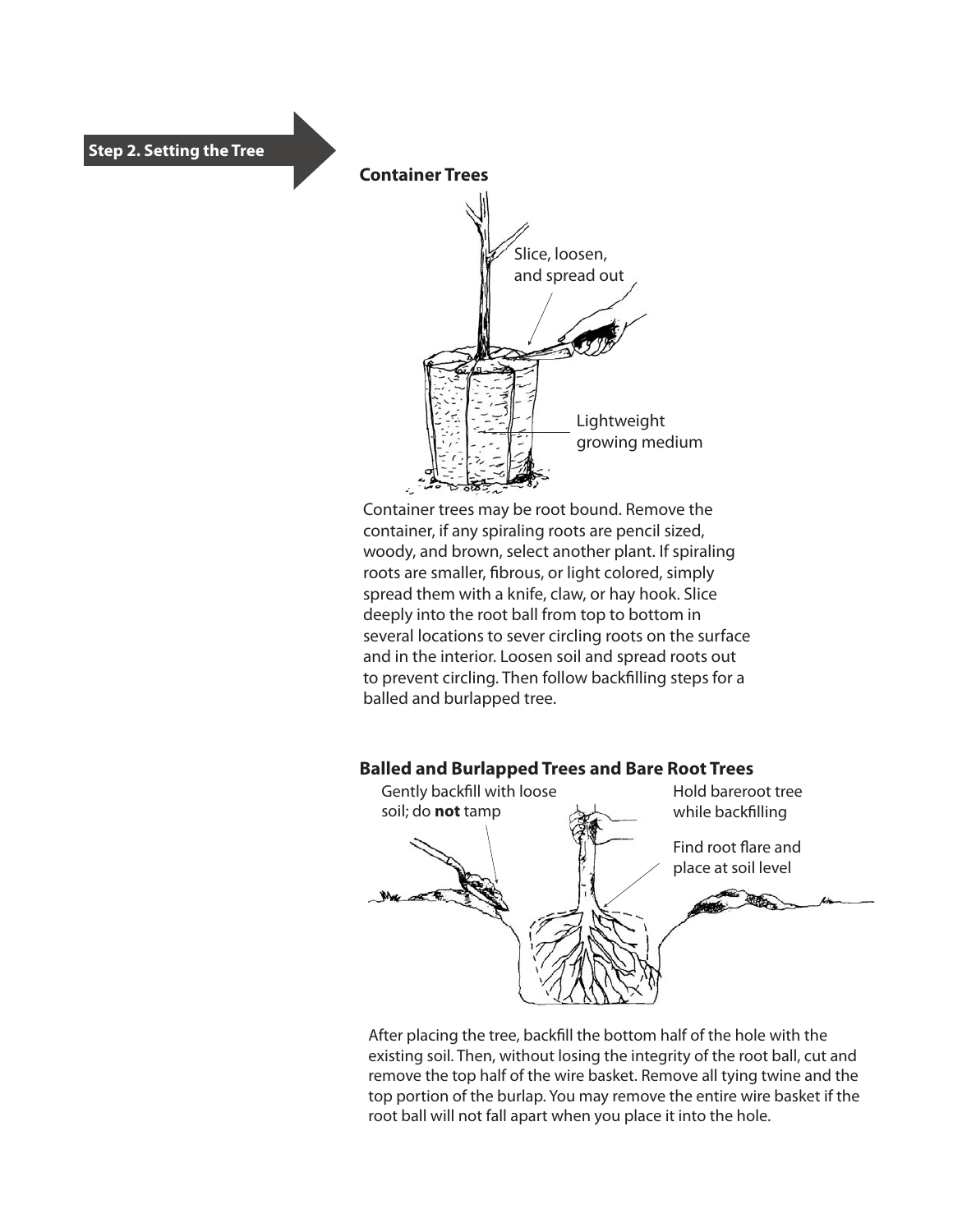## Step 2. Setting the Tree

### Container Trees

Slice, loosen, and spread out

Lightweight growing medium

Container trees may be root bound. Remove the container, if any spiraling roots are pencil sized, woody, and brown, select another plant. If spiraling roots are smaller, fibrous, or light colored, simply spread them with a knife, claw, or hay hook. Slice deeply into the root ball from top to bottom in several locations to sever circling roots on the surface and in the interior. Loosen soil and spread roots out to prevent circling. Then follow backfilling steps for a balled and burlapped tree.

### Balled and Burlapped Trees and Bare Root Trees

Gently backfill with loose soil; do **not** tamp

Hold bareroot tree while backfilling

Find root flare and place at soil level

After placing the tree, backfill the bottom half of the hole with the existing soil. Then, without losing the integrity of the root ball, cut and remove the top half of the wire basket. Remove all tying twine and the top portion of the burlap. You may remove the entire wire basket if the root ball will not fall apart when you place it into the hole.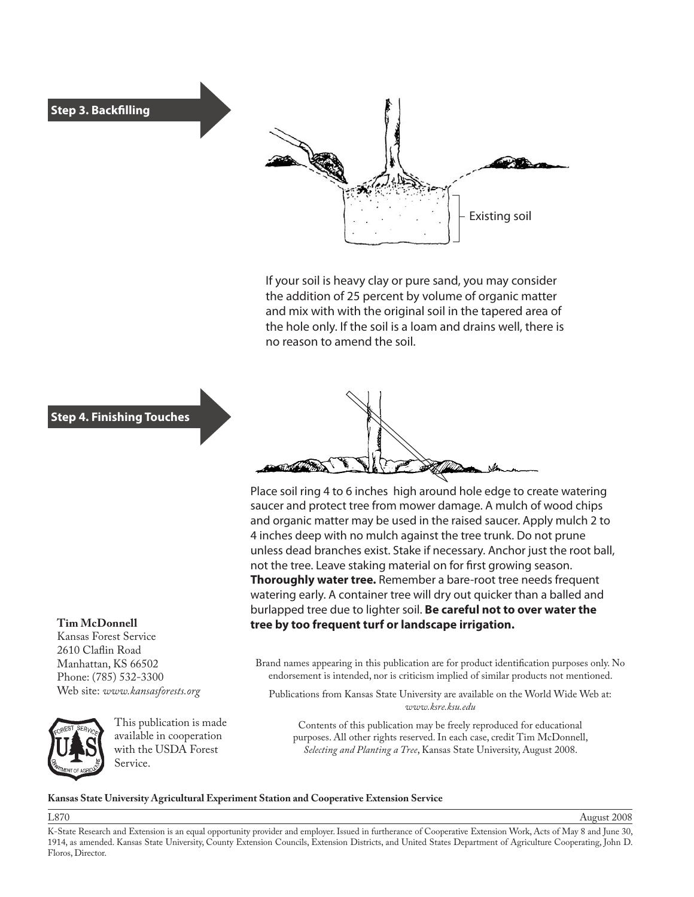## Step 3. Backfilling

Existing soil

If your soil is heavy clay or pure sand, you may consider the addition of 25 percent by volume of organic matter and mix with with the original soil in the tapered area of the hole only. If the soil is a loam and drains well, there is no reason to amend the soil.

## Step 4. Finishing Touches

Place soil ring 4 to 6 inches high around hole edge to create watering saucer and protect tree from mower damage. A mulch of wood chips and organic matter may be used in the raised saucer. Apply mulch 2 to 4 inches deep with no mulch against the tree trunk. Do not prune unless dead branches exist. Stake if necessary. Anchor just the root ball, not the tree. Leave staking material on for first growing season. **Thoroughly water tree.** Remember a bare-root tree needs frequent watering early. A container tree will dry out quicker than a balled and burlapped tree due to lighter soil. **Be careful not to over water the tree by too frequent turf or landscape irrigation.**

**Tim McDonnell**
Kansas Forest Service
2610 Claflin Road
Manhattan, KS 66502
Phone: (785) 532-3300
Web site: *www.kansasforests.org*

This publication is made available in cooperation with the USDA Forest Service.

Brand names appearing in this publication are for product identification purposes only. No endorsement is intended, nor is criticism implied of similar products not mentioned.

Publications from Kansas State University are available on the World Wide Web at: *www.ksre.ksu.edu*

Contents of this publication may be freely reproduced for educational purposes. All other rights reserved. In each case, credit Tim McDonnell, *Selecting and Planting a Tree*, Kansas State University, August 2008.

**Kansas State University Agricultural Experiment Station and Cooperative Extension Service**

L870 August 2008

K-State Research and Extension is an equal opportunity provider and employer. Issued in furtherance of Cooperative Extension Work, Acts of May 8 and June 30, 1914, as amended. Kansas State University, County Extension Councils, Extension Districts, and United States Department of Agriculture Cooperating, John D. Floros, Director.